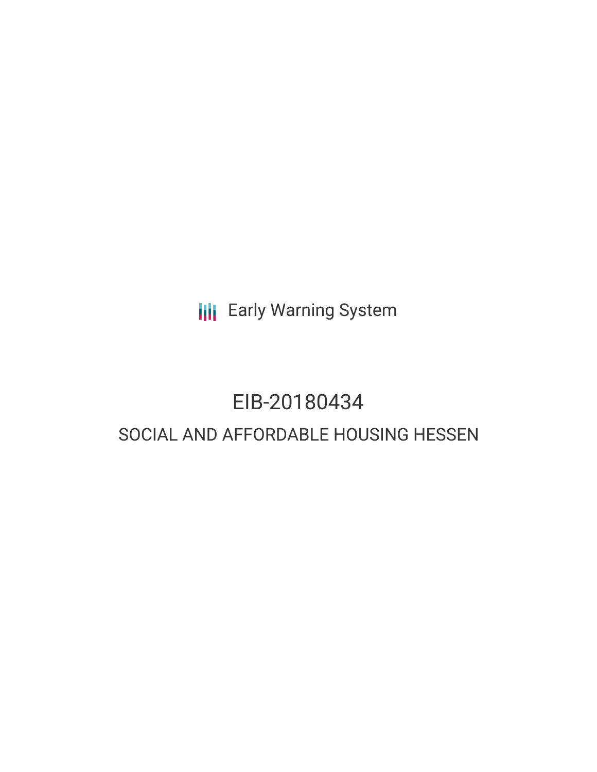Early Warning System

# EIB-20180434

## SOCIAL AND AFFORDABLE HOUSING HESSEN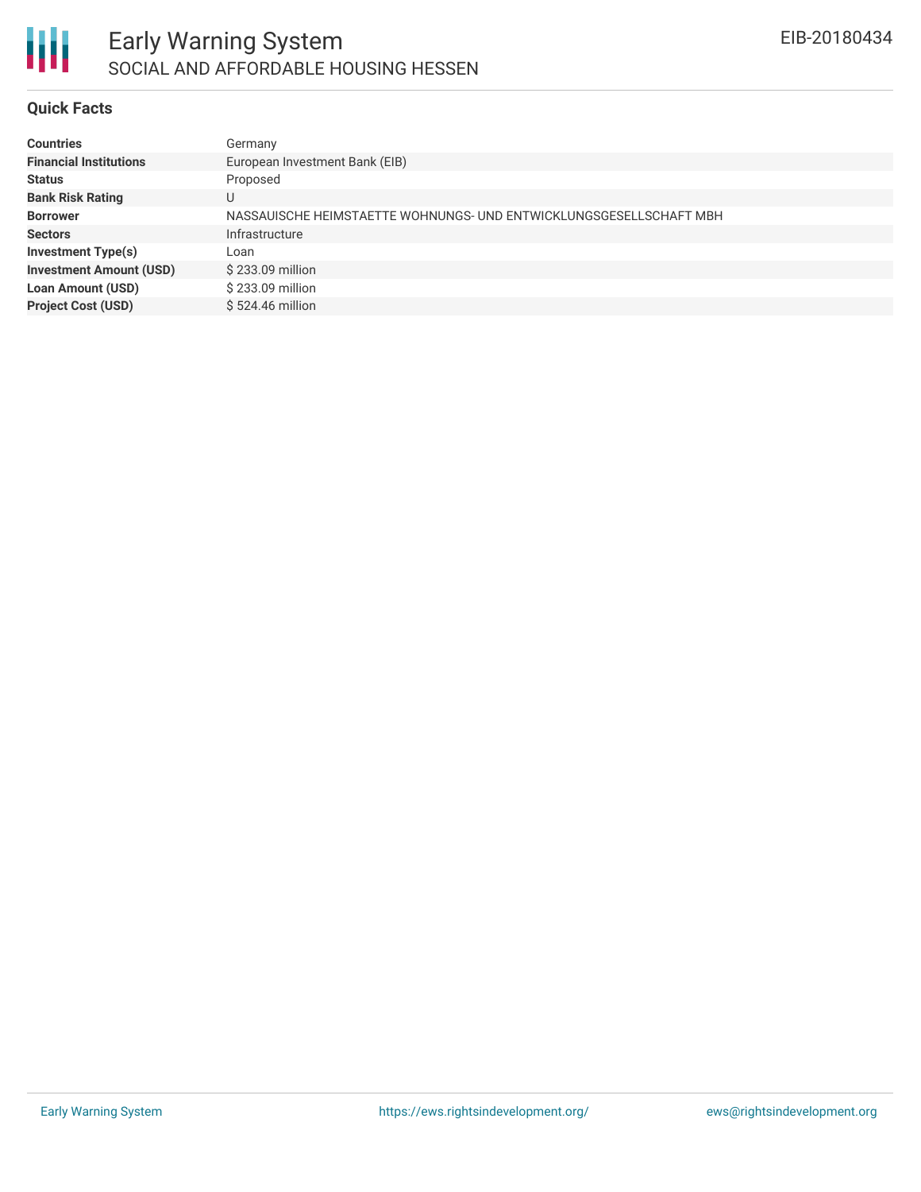# Early Warning System

## SOCIAL AND AFFORDABLE HOUSING HESSEN

EIB-20180434

### Quick Facts

| | |
|---|---|
| **Countries** | Germany |
| **Financial Institutions** | European Investment Bank (EIB) |
| **Status** | Proposed |
| **Bank Risk Rating** | U |
| **Borrower** | NASSAUISCHE HEIMSTAETTE WOHNUNGS- UND ENTWICKLUNGSGESELLSCHAFT MBH |
| **Sectors** | Infrastructure |
| **Investment Type(s)** | Loan |
| **Investment Amount (USD)** | $ 233.09 million |
| **Loan Amount (USD)** | $ 233.09 million |
| **Project Cost (USD)** | $ 524.46 million |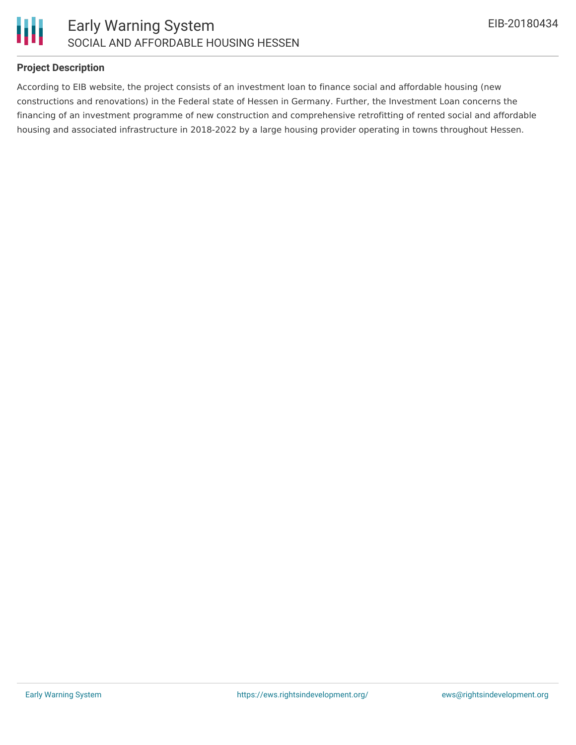## Project Description

According to EIB website, the project consists of an investment loan to finance social and affordable housing (new constructions and renovations) in the Federal state of Hessen in Germany. Further, the Investment Loan concerns the financing of an investment programme of new construction and comprehensive retrofitting of rented social and affordable housing and associated infrastructure in 2018-2022 by a large housing provider operating in towns throughout Hessen.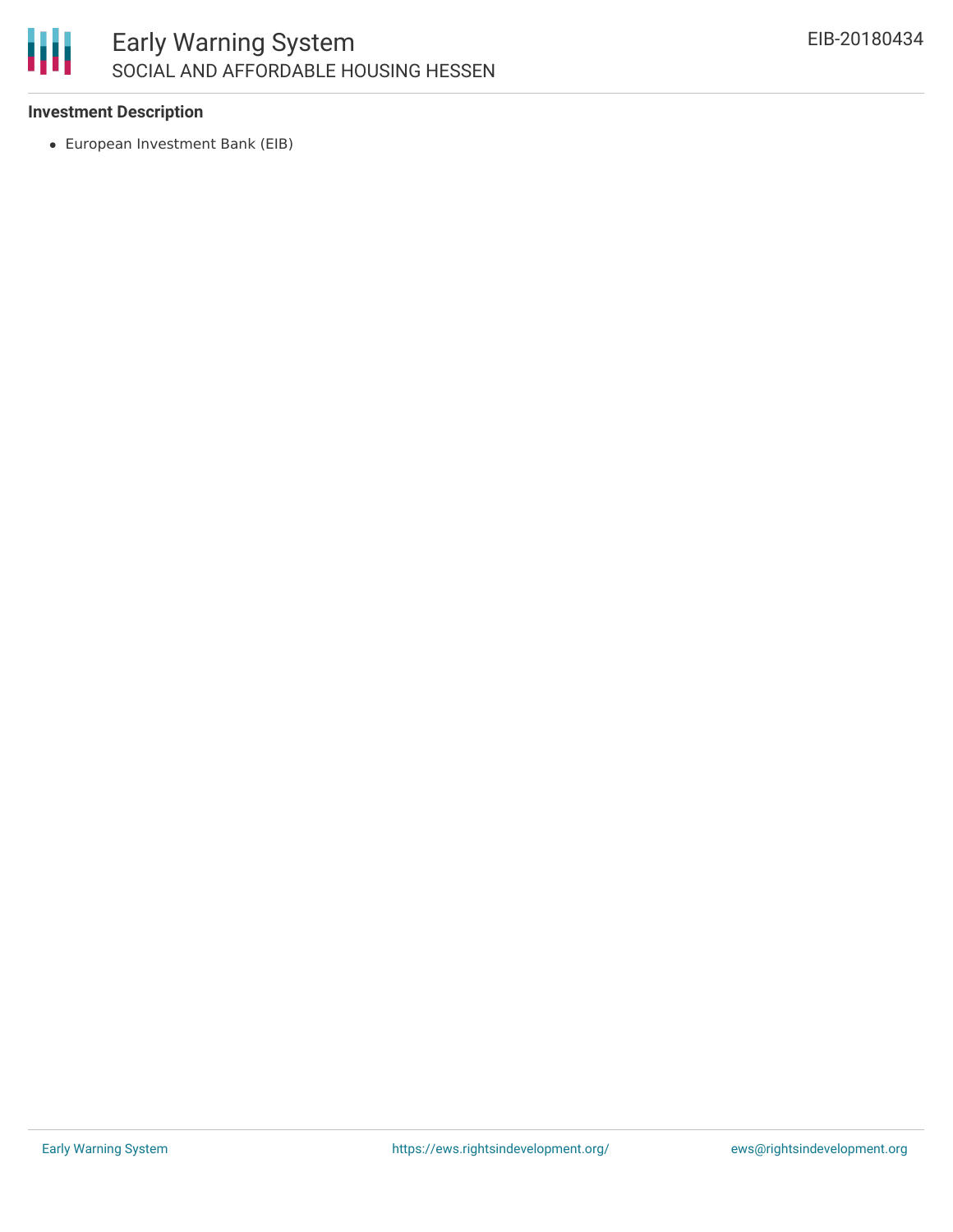## Investment Description

- European Investment Bank (EIB)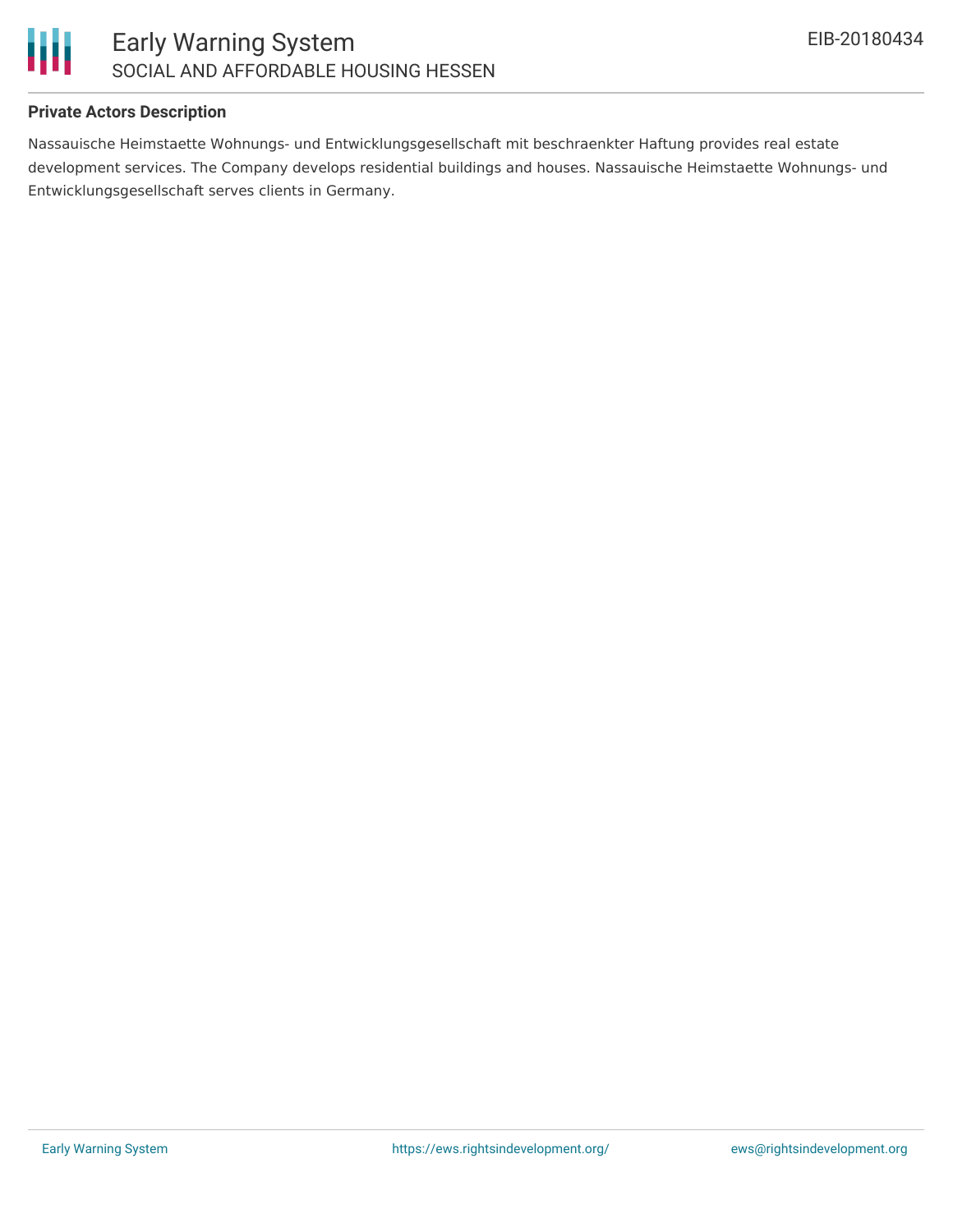**Private Actors Description**

Nassauische Heimstaette Wohnungs- und Entwicklungsgesellschaft mit beschraenkter Haftung provides real estate development services. The Company develops residential buildings and houses. Nassauische Heimstaette Wohnungs- und Entwicklungsgesellschaft serves clients in Germany.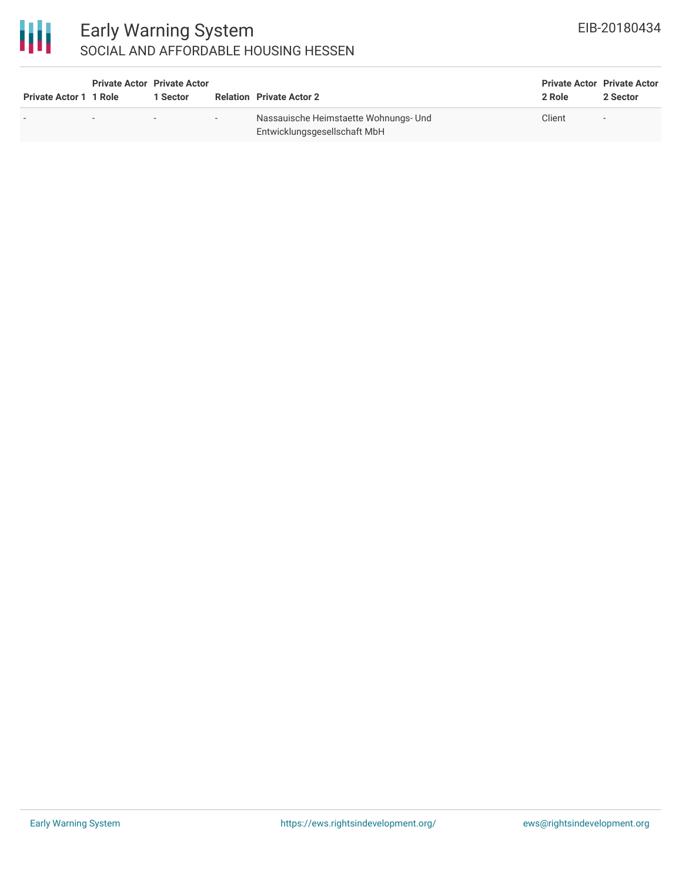| Private Actor 1 | Private Actor 1 Role | Private Actor 1 Sector | Relation | Private Actor 2 | Private Actor 2 Role | Private Actor 2 Sector |
|---|---|---|---|---|---|---|
| - | - | - | - | Nassauische Heimstaette Wohnungs- Und Entwicklungsgesellschaft MbH | Client | - |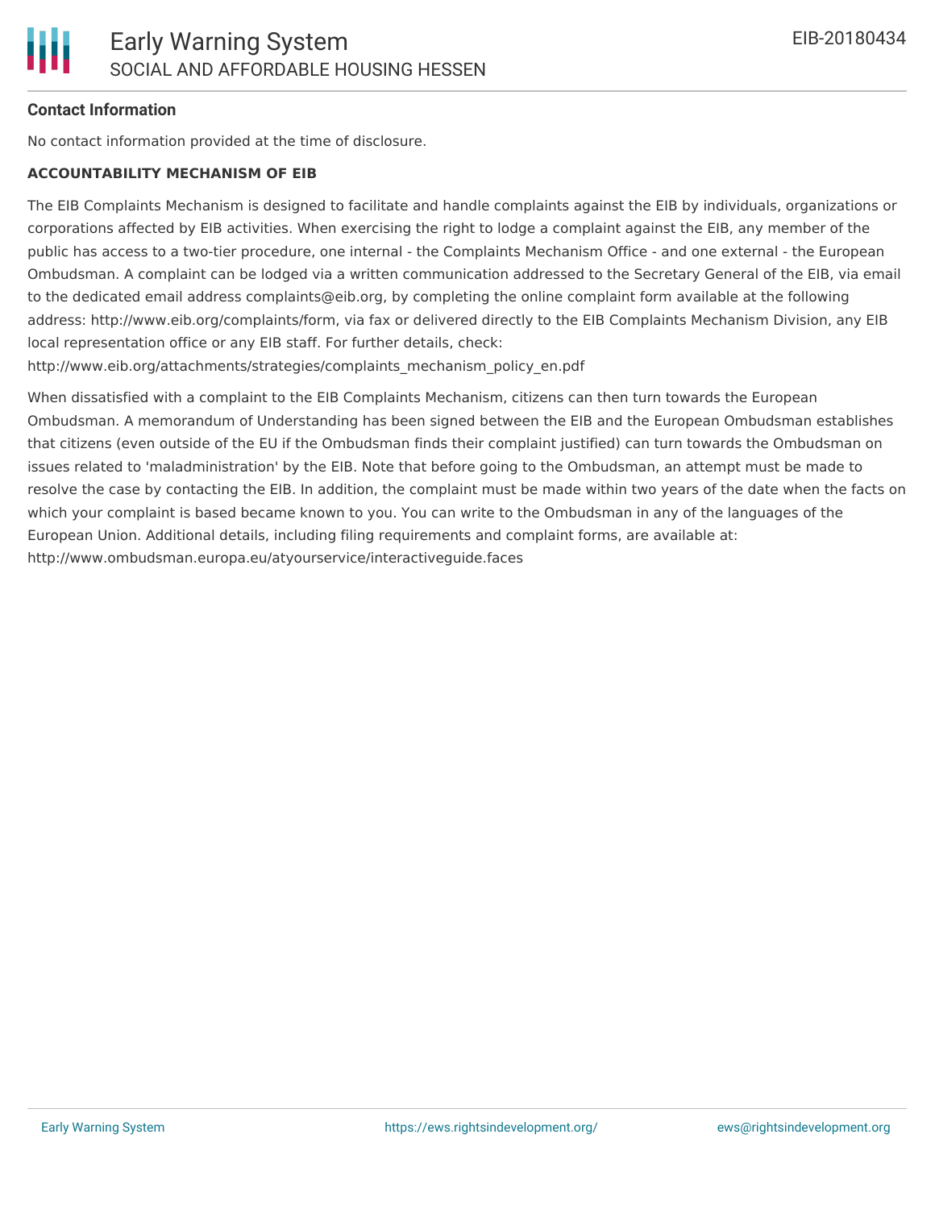### Contact Information

No contact information provided at the time of disclosure.

#### ACCOUNTABILITY MECHANISM OF EIB

The EIB Complaints Mechanism is designed to facilitate and handle complaints against the EIB by individuals, organizations or corporations affected by EIB activities. When exercising the right to lodge a complaint against the EIB, any member of the public has access to a two-tier procedure, one internal - the Complaints Mechanism Office - and one external - the European Ombudsman. A complaint can be lodged via a written communication addressed to the Secretary General of the EIB, via email to the dedicated email address complaints@eib.org, by completing the online complaint form available at the following address: http://www.eib.org/complaints/form, via fax or delivered directly to the EIB Complaints Mechanism Division, any EIB local representation office or any EIB staff. For further details, check: http://www.eib.org/attachments/strategies/complaints_mechanism_policy_en.pdf

When dissatisfied with a complaint to the EIB Complaints Mechanism, citizens can then turn towards the European Ombudsman. A memorandum of Understanding has been signed between the EIB and the European Ombudsman establishes that citizens (even outside of the EU if the Ombudsman finds their complaint justified) can turn towards the Ombudsman on issues related to 'maladministration' by the EIB. Note that before going to the Ombudsman, an attempt must be made to resolve the case by contacting the EIB. In addition, the complaint must be made within two years of the date when the facts on which your complaint is based became known to you. You can write to the Ombudsman in any of the languages of the European Union. Additional details, including filing requirements and complaint forms, are available at: http://www.ombudsman.europa.eu/atyourservice/interactiveguide.faces